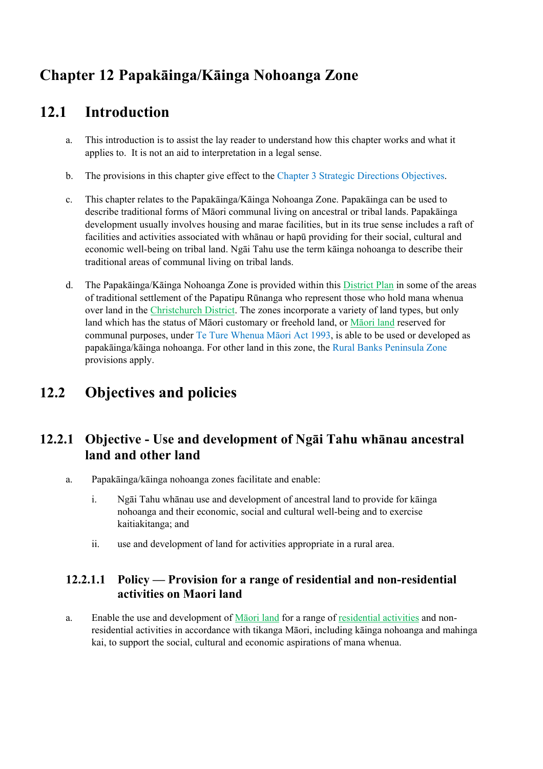# Chapter 12 Papakāinga/Kāinga Nohoanga Zone

## 12.1 Introduction

a. This introduction is to assist the lay reader to understand how this chapter works and what it applies to. It is not an aid to interpretation in a legal sense.

b. The provisions in this chapter give effect to the Chapter 3 Strategic Directions Objectives.

c. This chapter relates to the Papakāinga/Kāinga Nohoanga Zone. Papakāinga can be used to describe traditional forms of Māori communal living on ancestral or tribal lands. Papakāinga development usually involves housing and marae facilities, but in its true sense includes a raft of facilities and activities associated with whānau or hapū providing for their social, cultural and economic well-being on tribal land. Ngāi Tahu use the term kāinga nohoanga to describe their traditional areas of communal living on tribal lands.

d. The Papakāinga/Kāinga Nohoanga Zone is provided within this District Plan in some of the areas of traditional settlement of the Papatipu Rūnanga who represent those who hold mana whenua over land in the Christchurch District. The zones incorporate a variety of land types, but only land which has the status of Māori customary or freehold land, or Māori land reserved for communal purposes, under Te Ture Whenua Māori Act 1993, is able to be used or developed as papakāinga/kāinga nohoanga. For other land in this zone, the Rural Banks Peninsula Zone provisions apply.

## 12.2 Objectives and policies

### 12.2.1 Objective - Use and development of Ngāi Tahu whānau ancestral land and other land

a. Papakāinga/kāinga nohoanga zones facilitate and enable:

   i. Ngāi Tahu whānau use and development of ancestral land to provide for kāinga nohoanga and their economic, social and cultural well-being and to exercise kaitiakitanga; and

   ii. use and development of land for activities appropriate in a rural area.

#### 12.2.1.1 Policy — Provision for a range of residential and non-residential activities on Maori land

a. Enable the use and development of Māori land for a range of residential activities and non-residential activities in accordance with tikanga Māori, including kāinga nohoanga and mahinga kai, to support the social, cultural and economic aspirations of mana whenua.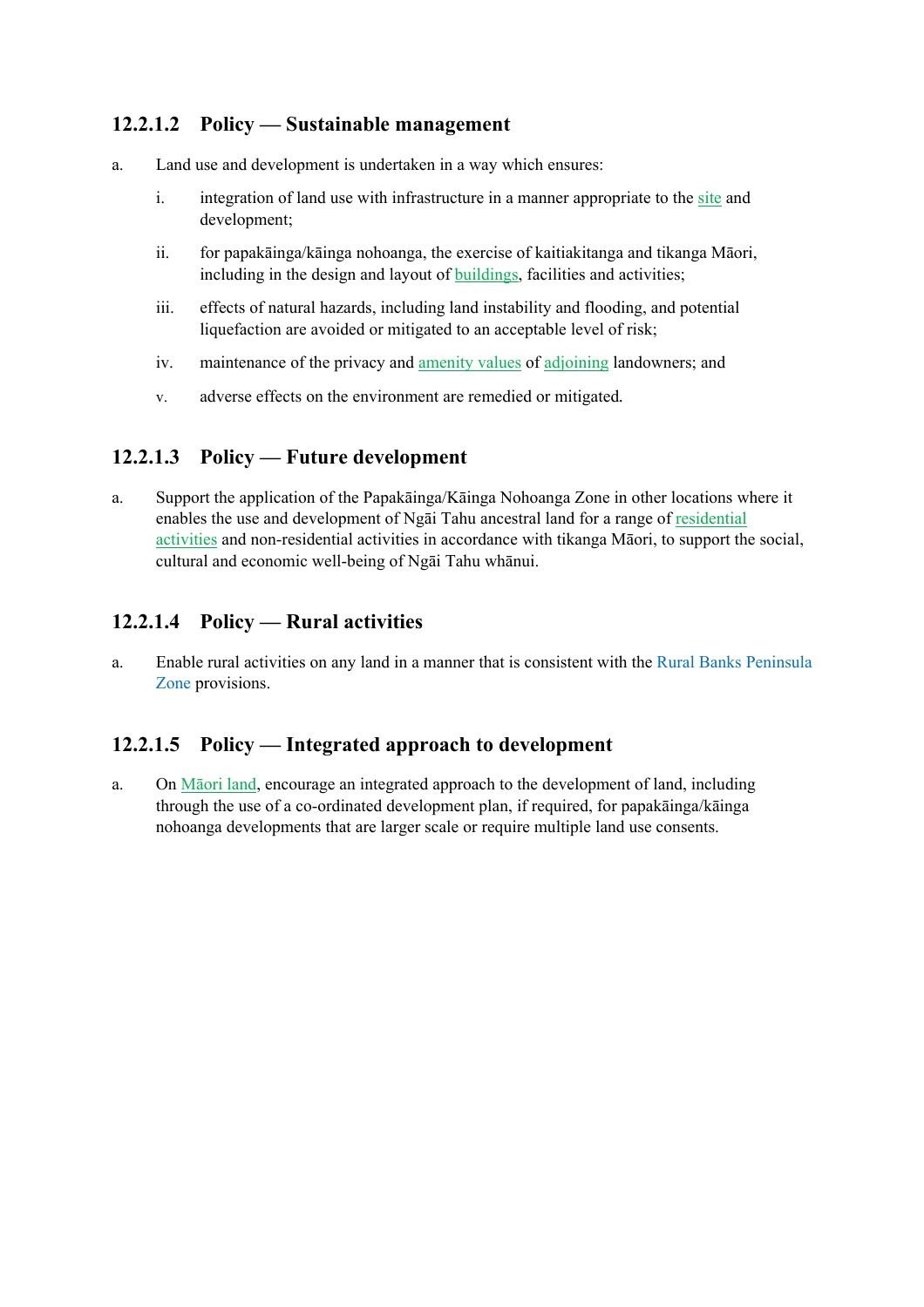### 12.2.1.2 Policy — Sustainable management

a. Land use and development is undertaken in a way which ensures:

   i. integration of land use with infrastructure in a manner appropriate to the site and development;

   ii. for papakāinga/kāinga nohoanga, the exercise of kaitiakitanga and tikanga Māori, including in the design and layout of buildings, facilities and activities;

   iii. effects of natural hazards, including land instability and flooding, and potential liquefaction are avoided or mitigated to an acceptable level of risk;

   iv. maintenance of the privacy and amenity values of adjoining landowners; and

   v. adverse effects on the environment are remedied or mitigated.

### 12.2.1.3 Policy — Future development

a. Support the application of the Papakāinga/Kāinga Nohoanga Zone in other locations where it enables the use and development of Ngāi Tahu ancestral land for a range of residential activities and non-residential activities in accordance with tikanga Māori, to support the social, cultural and economic well-being of Ngāi Tahu whānui.

### 12.2.1.4 Policy — Rural activities

a. Enable rural activities on any land in a manner that is consistent with the Rural Banks Peninsula Zone provisions.

### 12.2.1.5 Policy — Integrated approach to development

a. On Māori land, encourage an integrated approach to the development of land, including through the use of a co-ordinated development plan, if required, for papakāinga/kāinga nohoanga developments that are larger scale or require multiple land use consents.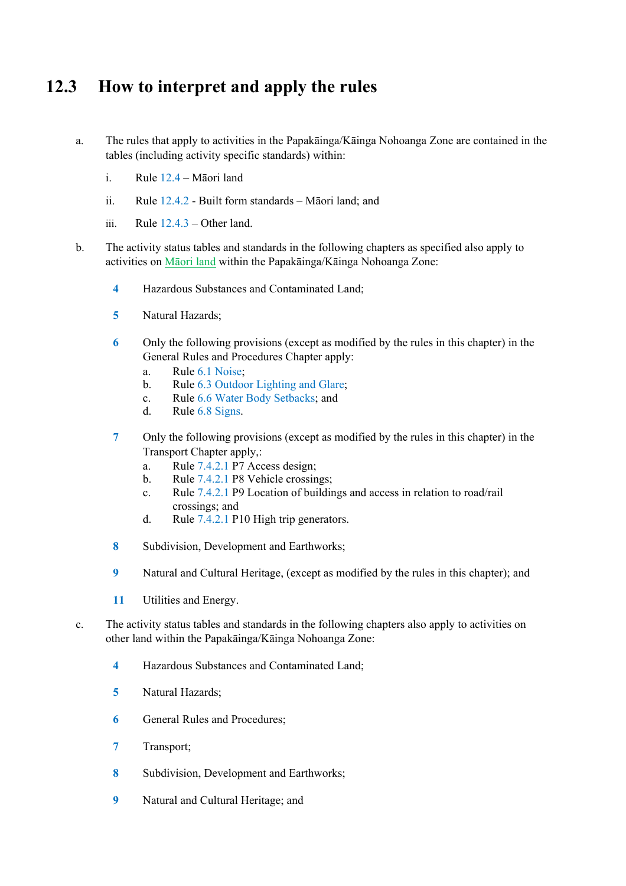## 12.3 How to interpret and apply the rules

a. The rules that apply to activities in the Papakāinga/Kāinga Nohoanga Zone are contained in the tables (including activity specific standards) within:

   i. Rule 12.4 – Māori land

   ii. Rule 12.4.2 - Built form standards – Māori land; and

   iii. Rule 12.4.3 – Other land.

b. The activity status tables and standards in the following chapters as specified also apply to activities on Māori land within the Papakāinga/Kāinga Nohoanga Zone:

   **4** Hazardous Substances and Contaminated Land;

   **5** Natural Hazards;

   **6** Only the following provisions (except as modified by the rules in this chapter) in the General Rules and Procedures Chapter apply:
      a. Rule 6.1 Noise;
      b. Rule 6.3 Outdoor Lighting and Glare;
      c. Rule 6.6 Water Body Setbacks; and
      d. Rule 6.8 Signs.

   **7** Only the following provisions (except as modified by the rules in this chapter) in the Transport Chapter apply,:
      a. Rule 7.4.2.1 P7 Access design;
      b. Rule 7.4.2.1 P8 Vehicle crossings;
      c. Rule 7.4.2.1 P9 Location of buildings and access in relation to road/rail crossings; and
      d. Rule 7.4.2.1 P10 High trip generators.

   **8** Subdivision, Development and Earthworks;

   **9** Natural and Cultural Heritage, (except as modified by the rules in this chapter); and

   **11** Utilities and Energy.

c. The activity status tables and standards in the following chapters also apply to activities on other land within the Papakāinga/Kāinga Nohoanga Zone:

   **4** Hazardous Substances and Contaminated Land;

   **5** Natural Hazards;

   **6** General Rules and Procedures;

   **7** Transport;

   **8** Subdivision, Development and Earthworks;

   **9** Natural and Cultural Heritage; and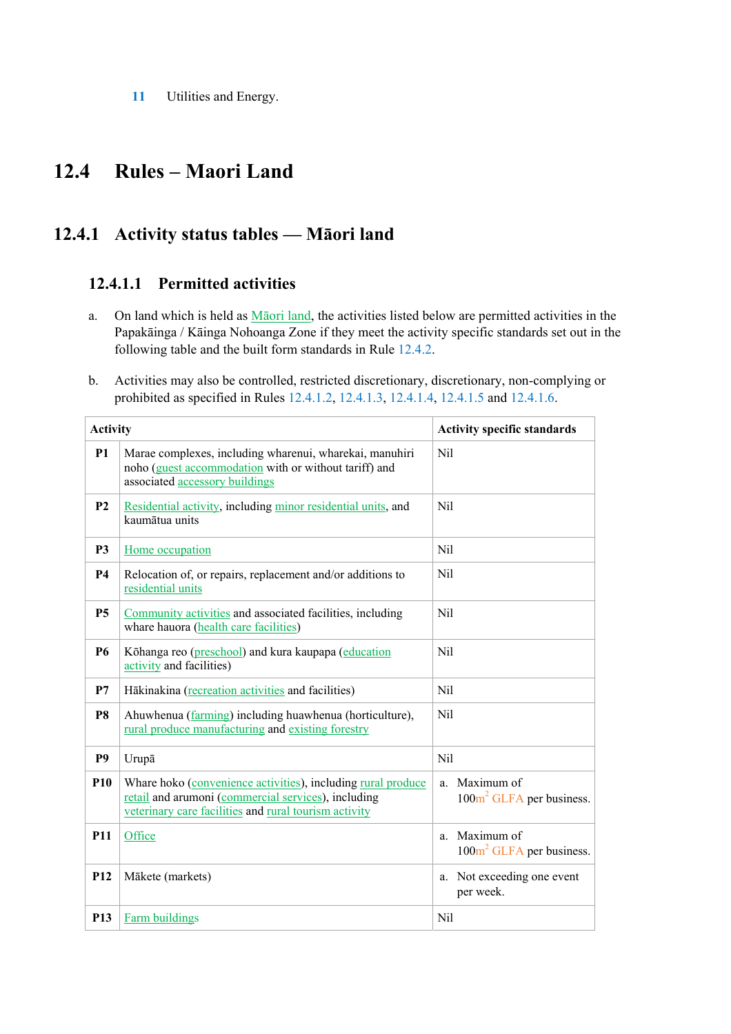11 Utilities and Energy.

# 12.4 Rules – Maori Land

## 12.4.1 Activity status tables — Māori land

### 12.4.1.1 Permitted activities

a. On land which is held as Māori land, the activities listed below are permitted activities in the Papakāinga / Kāinga Nohoanga Zone if they meet the activity specific standards set out in the following table and the built form standards in Rule 12.4.2.

b. Activities may also be controlled, restricted discretionary, discretionary, non-complying or prohibited as specified in Rules 12.4.1.2, 12.4.1.3, 12.4.1.4, 12.4.1.5 and 12.4.1.6.

| Activity | | Activity specific standards |
|---|---|---|
| P1 | Marae complexes, including wharenui, wharekai, manuhiri noho (guest accommodation with or without tariff) and associated accessory buildings | Nil |
| P2 | Residential activity, including minor residential units, and kaumātua units | Nil |
| P3 | Home occupation | Nil |
| P4 | Relocation of, or repairs, replacement and/or additions to residential units | Nil |
| P5 | Community activities and associated facilities, including whare hauora (health care facilities) | Nil |
| P6 | Kōhanga reo (preschool) and kura kaupapa (education activity and facilities) | Nil |
| P7 | Hākinakina (recreation activities and facilities) | Nil |
| P8 | Ahuwhenua (farming) including huawhenua (horticulture), rural produce manufacturing and existing forestry | Nil |
| P9 | Urupā | Nil |
| P10 | Whare hoko (convenience activities), including rural produce retail and arumoni (commercial services), including veterinary care facilities and rural tourism activity | a. Maximum of 100m$^2$ GLFA per business. |
| P11 | Office | a. Maximum of 100m$^2$ GLFA per business. |
| P12 | Mākete (markets) | a. Not exceeding one event per week. |
| P13 | Farm buildings | Nil |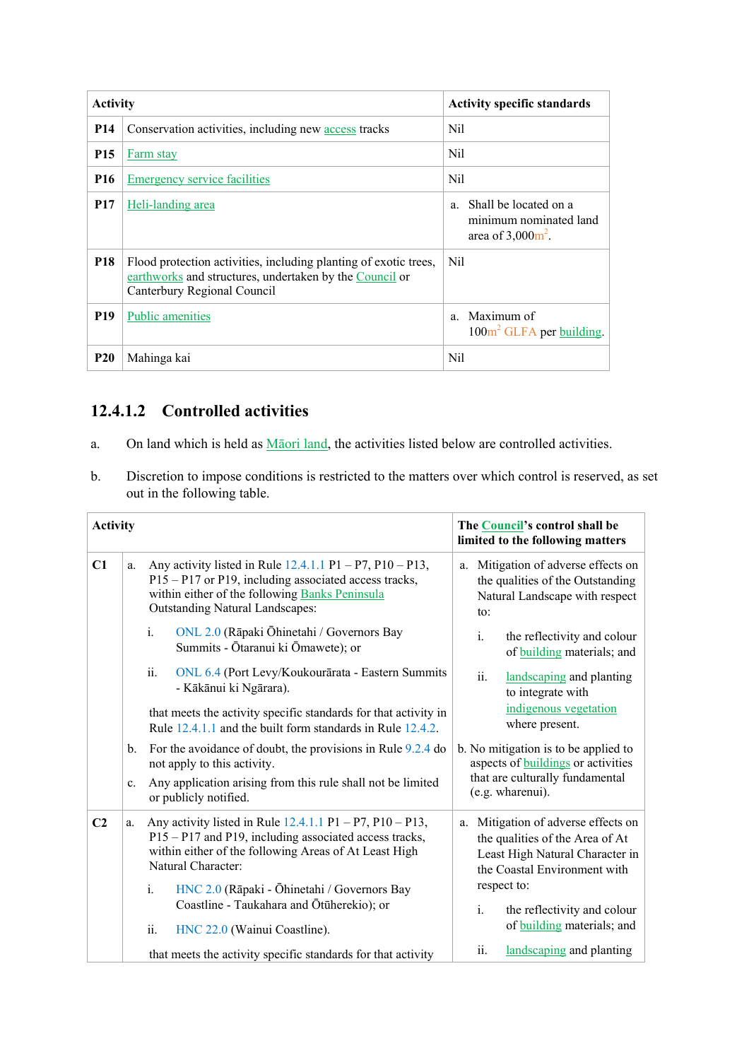| Activity | | Activity specific standards |
|---|---|---|
| P14 | Conservation activities, including new access tracks | Nil |
| P15 | Farm stay | Nil |
| P16 | Emergency service facilities | Nil |
| P17 | Heli-landing area | a. Shall be located on a minimum nominated land area of 3,000m². |
| P18 | Flood protection activities, including planting of exotic trees, earthworks and structures, undertaken by the Council or Canterbury Regional Council | Nil |
| P19 | Public amenities | a. Maximum of 100m² GLFA per building. |
| P20 | Mahinga kai | Nil |

### 12.4.1.2 Controlled activities

a. On land which is held as Māori land, the activities listed below are controlled activities.

b. Discretion to impose conditions is restricted to the matters over which control is reserved, as set out in the following table.

| Activity | | The Council's control shall be limited to the following matters |
|---|---|---|
| C1 | a. Any activity listed in Rule 12.4.1.1 P1 – P7, P10 – P13, P15 – P17 or P19, including associated access tracks, within either of the following Banks Peninsula Outstanding Natural Landscapes:<br><br>i. ONL 2.0 (Rāpaki Ōhinetahi / Governors Bay Summits - Ōtaranui ki Ōmawete); or<br><br>ii. ONL 6.4 (Port Levy/Koukourārata - Eastern Summits - Kākānui ki Ngārara).<br><br>that meets the activity specific standards for that activity in Rule 12.4.1.1 and the built form standards in Rule 12.4.2.<br><br>b. For the avoidance of doubt, the provisions in Rule 9.2.4 do not apply to this activity.<br><br>c. Any application arising from this rule shall not be limited or publicly notified. | a. Mitigation of adverse effects on the qualities of the Outstanding Natural Landscape with respect to:<br><br>i. the reflectivity and colour of building materials; and<br><br>ii. landscaping and planting to integrate with indigenous vegetation where present.<br><br>b. No mitigation is to be applied to aspects of buildings or activities that are culturally fundamental (e.g. wharenui). |
| C2 | a. Any activity listed in Rule 12.4.1.1 P1 – P7, P10 – P13, P15 – P17 and P19, including associated access tracks, within either of the following Areas of At Least High Natural Character:<br><br>i. HNC 2.0 (Rāpaki - Ōhinetahi / Governors Bay Coastline - Taukahara and Ōtūherekio); or<br><br>ii. HNC 22.0 (Wainui Coastline).<br><br>that meets the activity specific standards for that activity | a. Mitigation of adverse effects on the qualities of the Area of At Least High Natural Character in the Coastal Environment with respect to:<br><br>i. the reflectivity and colour of building materials; and<br><br>ii. landscaping and planting |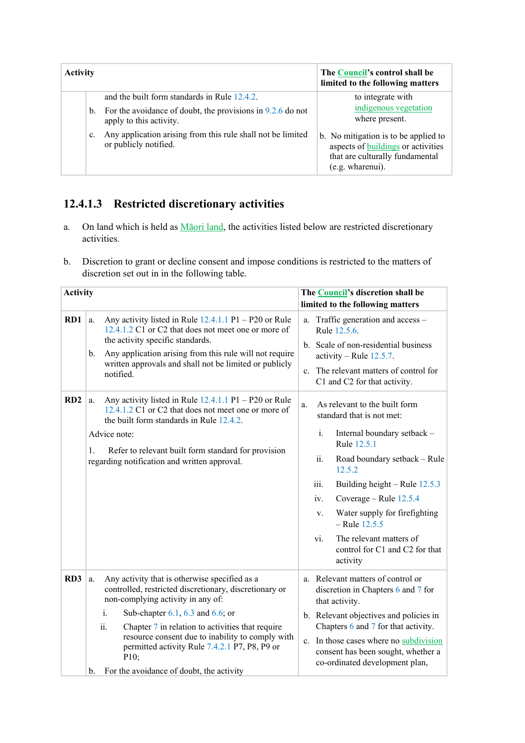| Activity | | The Council's control shall be limited to the following matters |
|---|---|---|
| | and the built form standards in Rule 12.4.2.<br>b. For the avoidance of doubt, the provisions in 9.2.6 do not apply to this activity.<br>c. Any application arising from this rule shall not be limited or publicly notified. | to integrate with indigenous vegetation where present.<br>b. No mitigation is to be applied to aspects of buildings or activities that are culturally fundamental (e.g. wharenui). |

### 12.4.1.3 Restricted discretionary activities

a. On land which is held as Māori land, the activities listed below are restricted discretionary activities.

b. Discretion to grant or decline consent and impose conditions is restricted to the matters of discretion set out in in the following table.

| Activity | | The Council's discretion shall be limited to the following matters |
|---|---|---|
| RD1 | a. Any activity listed in Rule 12.4.1.1 P1 – P20 or Rule 12.4.1.2 C1 or C2 that does not meet one or more of the activity specific standards.<br>b. Any application arising from this rule will not require written approvals and shall not be limited or publicly notified. | a. Traffic generation and access – Rule 12.5.6.<br>b. Scale of non-residential business activity – Rule 12.5.7.<br>c. The relevant matters of control for C1 and C2 for that activity. |
| RD2 | a. Any activity listed in Rule 12.4.1.1 P1 – P20 or Rule 12.4.1.2 C1 or C2 that does not meet one or more of the built form standards in Rule 12.4.2.<br>Advice note:<br>1. Refer to relevant built form standard for provision regarding notification and written approval. | a. As relevant to the built form standard that is not met:<br>i. Internal boundary setback – Rule 12.5.1<br>ii. Road boundary setback – Rule 12.5.2<br>iii. Building height – Rule 12.5.3<br>iv. Coverage – Rule 12.5.4<br>v. Water supply for firefighting – Rule 12.5.5<br>vi. The relevant matters of control for C1 and C2 for that activity |
| RD3 | a. Any activity that is otherwise specified as a controlled, restricted discretionary, discretionary or non-complying activity in any of:<br>i. Sub-chapter 6.1, 6.3 and 6.6; or<br>ii. Chapter 7 in relation to activities that require resource consent due to inability to comply with permitted activity Rule 7.4.2.1 P7, P8, P9 or P10;<br>b. For the avoidance of doubt, the activity | a. Relevant matters of control or discretion in Chapters 6 and 7 for that activity.<br>b. Relevant objectives and policies in Chapters 6 and 7 for that activity.<br>c. In those cases where no subdivision consent has been sought, whether a co-ordinated development plan, |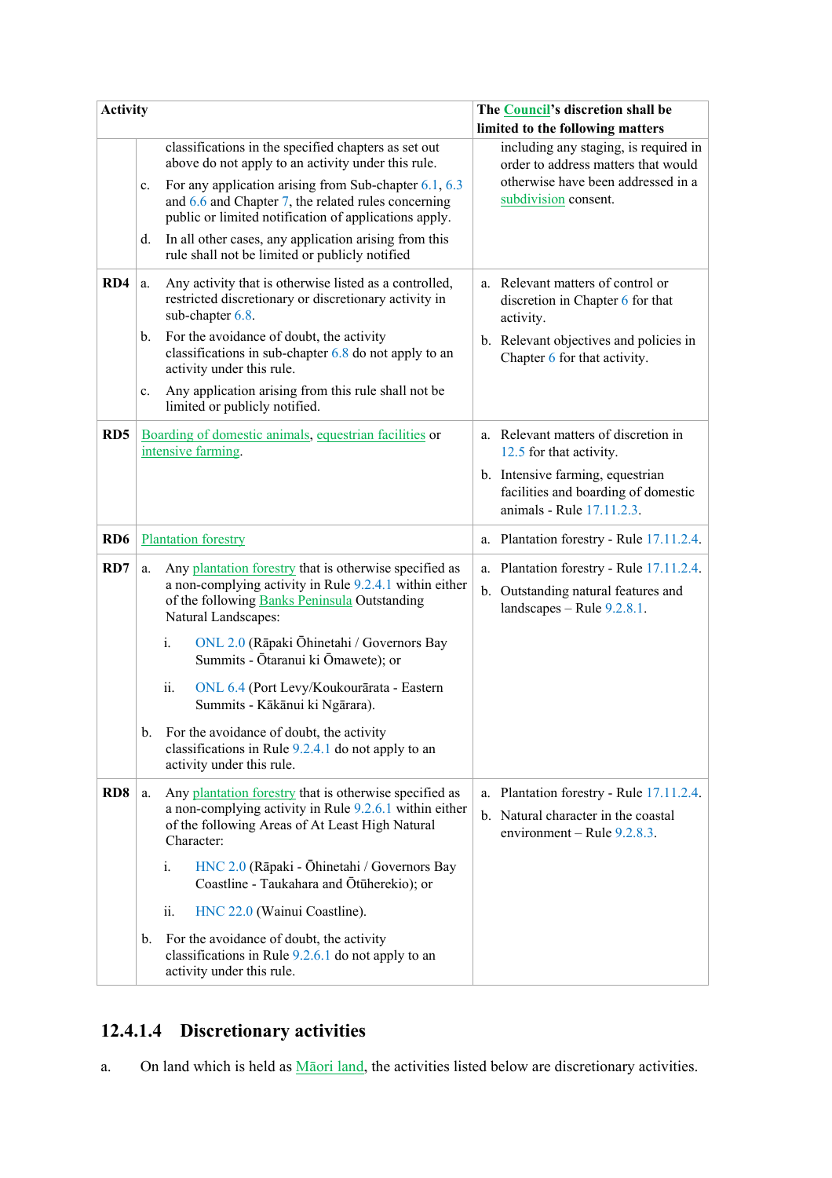| Activity | | The Council's discretion shall be limited to the following matters |
|---|---|---|
| | classifications in the specified chapters as set out above do not apply to an activity under this rule.<br>c. For any application arising from Sub-chapter 6.1, 6.3 and 6.6 and Chapter 7, the related rules concerning public or limited notification of applications apply.<br>d. In all other cases, any application arising from this rule shall not be limited or publicly notified | including any staging, is required in order to address matters that would otherwise have been addressed in a subdivision consent. |
| **RD4** | a. Any activity that is otherwise listed as a controlled, restricted discretionary or discretionary activity in sub-chapter 6.8.<br>b. For the avoidance of doubt, the activity classifications in sub-chapter 6.8 do not apply to an activity under this rule.<br>c. Any application arising from this rule shall not be limited or publicly notified. | a. Relevant matters of control or discretion in Chapter 6 for that activity.<br>b. Relevant objectives and policies in Chapter 6 for that activity. |
| **RD5** | Boarding of domestic animals, equestrian facilities or intensive farming. | a. Relevant matters of discretion in 12.5 for that activity.<br>b. Intensive farming, equestrian facilities and boarding of domestic animals - Rule 17.11.2.3. |
| **RD6** | Plantation forestry | a. Plantation forestry - Rule 17.11.2.4. |
| **RD7** | a. Any plantation forestry that is otherwise specified as a non-complying activity in Rule 9.2.4.1 within either of the following Banks Peninsula Outstanding Natural Landscapes:<br>i. ONL 2.0 (Rāpaki Ōhinetahi / Governors Bay Summits - Ōtaranui ki Ōmawete); or<br>ii. ONL 6.4 (Port Levy/Koukourārata - Eastern Summits - Kākānui ki Ngārara).<br>b. For the avoidance of doubt, the activity classifications in Rule 9.2.4.1 do not apply to an activity under this rule. | a. Plantation forestry - Rule 17.11.2.4.<br>b. Outstanding natural features and landscapes – Rule 9.2.8.1. |
| **RD8** | a. Any plantation forestry that is otherwise specified as a non-complying activity in Rule 9.2.6.1 within either of the following Areas of At Least High Natural Character:<br>i. HNC 2.0 (Rāpaki - Ōhinetahi / Governors Bay Coastline - Taukahara and Ōtūherekio); or<br>ii. HNC 22.0 (Wainui Coastline).<br>b. For the avoidance of doubt, the activity classifications in Rule 9.2.6.1 do not apply to an activity under this rule. | a. Plantation forestry - Rule 17.11.2.4.<br>b. Natural character in the coastal environment – Rule 9.2.8.3. |

### 12.4.1.4 Discretionary activities

a. On land which is held as Māori land, the activities listed below are discretionary activities.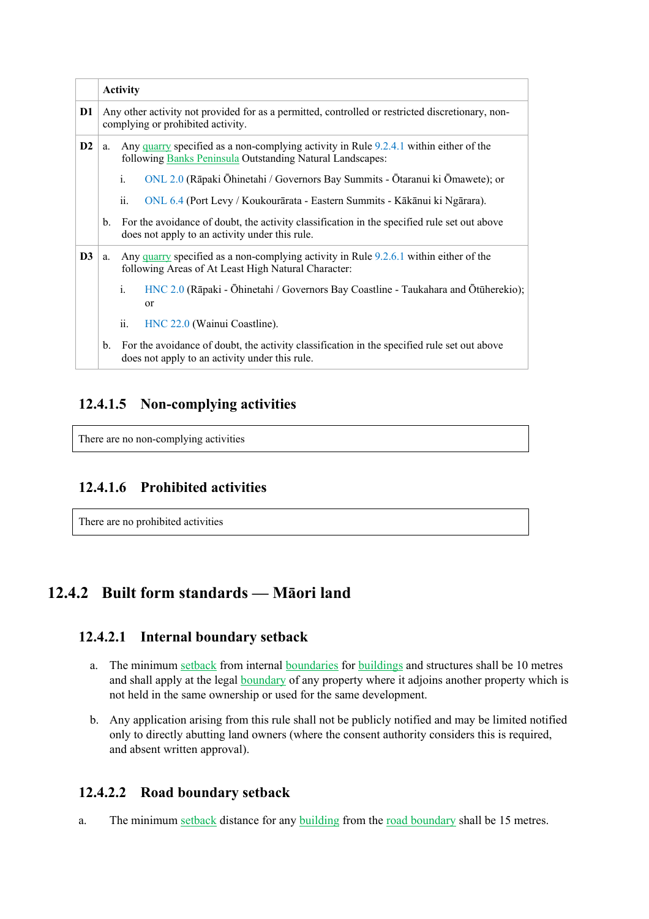| | Activity |
|---|---|
| D1 | Any other activity not provided for as a permitted, controlled or restricted discretionary, non-complying or prohibited activity. |
| D2 | a. Any quarry specified as a non-complying activity in Rule 9.2.4.1 within either of the following Banks Peninsula Outstanding Natural Landscapes:<br><br>i. ONL 2.0 (Rāpaki Ōhinetahi / Governors Bay Summits - Ōtaranui ki Ōmawete); or<br><br>ii. ONL 6.4 (Port Levy / Koukourārata - Eastern Summits - Kākānui ki Ngārara).<br><br>b. For the avoidance of doubt, the activity classification in the specified rule set out above does not apply to an activity under this rule. |
| D3 | a. Any quarry specified as a non-complying activity in Rule 9.2.6.1 within either of the following Areas of At Least High Natural Character:<br><br>i. HNC 2.0 (Rāpaki - Ōhinetahi / Governors Bay Coastline - Taukahara and Ōtūherekio); or<br><br>ii. HNC 22.0 (Wainui Coastline).<br><br>b. For the avoidance of doubt, the activity classification in the specified rule set out above does not apply to an activity under this rule. |

### 12.4.1.5 Non-complying activities

| There are no non-complying activities |
|---|

### 12.4.1.6 Prohibited activities

| There are no prohibited activities |
|---|

## 12.4.2 Built form standards — Māori land

### 12.4.2.1 Internal boundary setback

a. The minimum setback from internal boundaries for buildings and structures shall be 10 metres and shall apply at the legal boundary of any property where it adjoins another property which is not held in the same ownership or used for the same development.

b. Any application arising from this rule shall not be publicly notified and may be limited notified only to directly abutting land owners (where the consent authority considers this is required, and absent written approval).

### 12.4.2.2 Road boundary setback

a. The minimum setback distance for any building from the road boundary shall be 15 metres.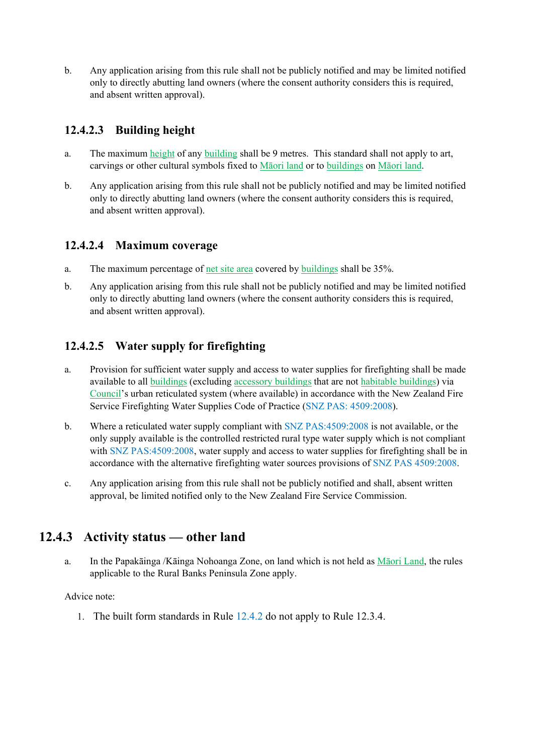b. Any application arising from this rule shall not be publicly notified and may be limited notified only to directly abutting land owners (where the consent authority considers this is required, and absent written approval).

### 12.4.2.3 Building height

a. The maximum height of any building shall be 9 metres. This standard shall not apply to art, carvings or other cultural symbols fixed to Māori land or to buildings on Māori land.

b. Any application arising from this rule shall not be publicly notified and may be limited notified only to directly abutting land owners (where the consent authority considers this is required, and absent written approval).

### 12.4.2.4 Maximum coverage

a. The maximum percentage of net site area covered by buildings shall be 35%.

b. Any application arising from this rule shall not be publicly notified and may be limited notified only to directly abutting land owners (where the consent authority considers this is required, and absent written approval).

### 12.4.2.5 Water supply for firefighting

a. Provision for sufficient water supply and access to water supplies for firefighting shall be made available to all buildings (excluding accessory buildings that are not habitable buildings) via Council's urban reticulated system (where available) in accordance with the New Zealand Fire Service Firefighting Water Supplies Code of Practice (SNZ PAS: 4509:2008).

b. Where a reticulated water supply compliant with SNZ PAS:4509:2008 is not available, or the only supply available is the controlled restricted rural type water supply which is not compliant with SNZ PAS:4509:2008, water supply and access to water supplies for firefighting shall be in accordance with the alternative firefighting water sources provisions of SNZ PAS 4509:2008.

c. Any application arising from this rule shall not be publicly notified and shall, absent written approval, be limited notified only to the New Zealand Fire Service Commission.

## 12.4.3 Activity status — other land

a. In the Papakāinga /Kāinga Nohoanga Zone, on land which is not held as Māori Land, the rules applicable to the Rural Banks Peninsula Zone apply.

Advice note:

1. The built form standards in Rule 12.4.2 do not apply to Rule 12.3.4.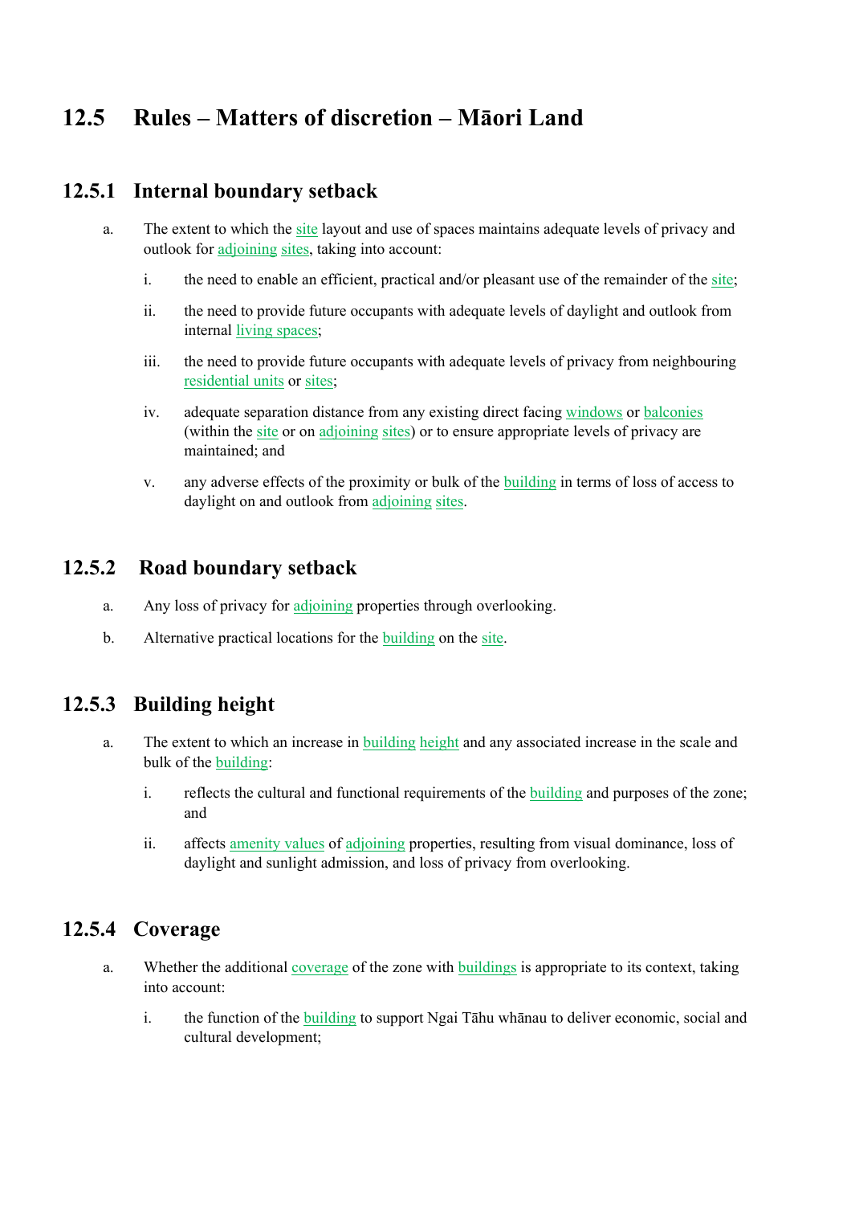# 12.5 Rules – Matters of discretion – Māori Land

## 12.5.1 Internal boundary setback

a. The extent to which the site layout and use of spaces maintains adequate levels of privacy and outlook for adjoining sites, taking into account:

   i. the need to enable an efficient, practical and/or pleasant use of the remainder of the site;

   ii. the need to provide future occupants with adequate levels of daylight and outlook from internal living spaces;

   iii. the need to provide future occupants with adequate levels of privacy from neighbouring residential units or sites;

   iv. adequate separation distance from any existing direct facing windows or balconies (within the site or on adjoining sites) or to ensure appropriate levels of privacy are maintained; and

   v. any adverse effects of the proximity or bulk of the building in terms of loss of access to daylight on and outlook from adjoining sites.

## 12.5.2 Road boundary setback

a. Any loss of privacy for adjoining properties through overlooking.

b. Alternative practical locations for the building on the site.

## 12.5.3 Building height

a. The extent to which an increase in building height and any associated increase in the scale and bulk of the building:

   i. reflects the cultural and functional requirements of the building and purposes of the zone; and

   ii. affects amenity values of adjoining properties, resulting from visual dominance, loss of daylight and sunlight admission, and loss of privacy from overlooking.

## 12.5.4 Coverage

a. Whether the additional coverage of the zone with buildings is appropriate to its context, taking into account:

   i. the function of the building to support Ngai Tāhu whānau to deliver economic, social and cultural development;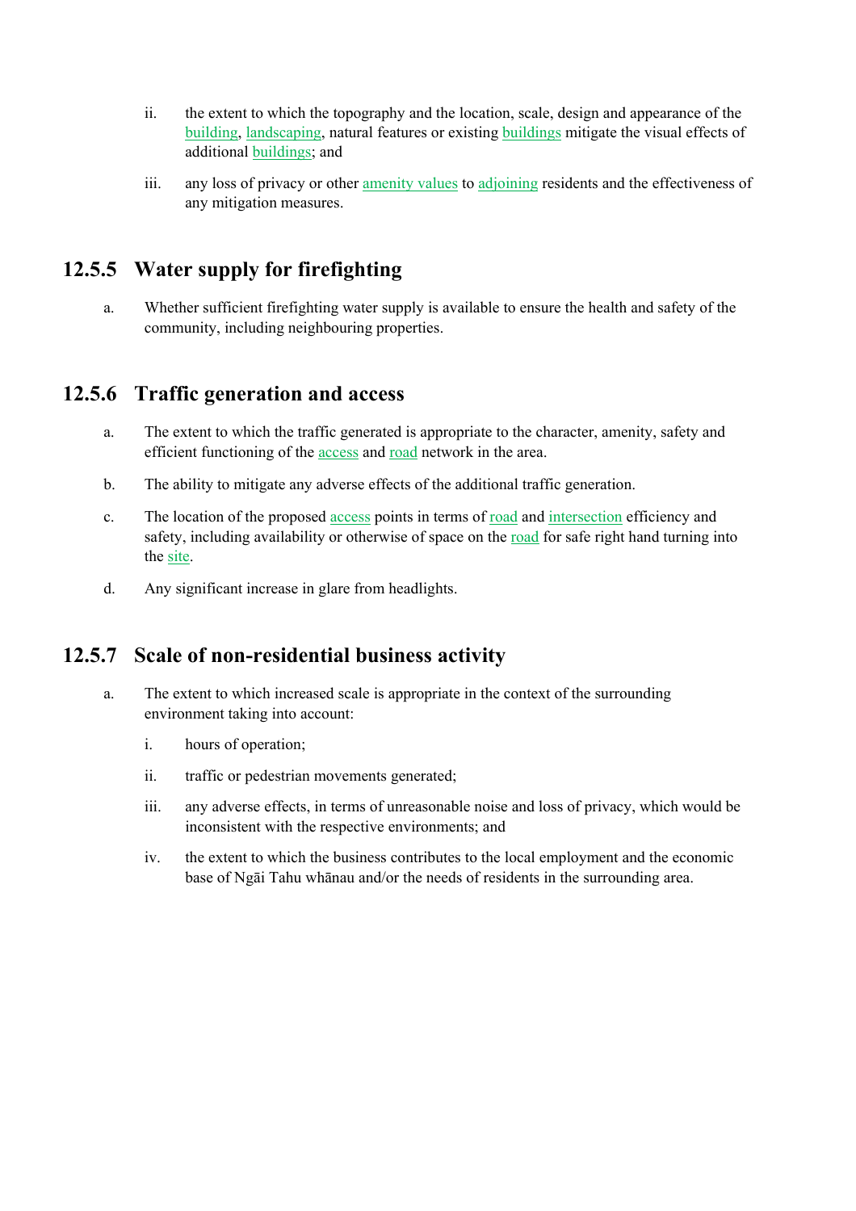ii. the extent to which the topography and the location, scale, design and appearance of the building, landscaping, natural features or existing buildings mitigate the visual effects of additional buildings; and

iii. any loss of privacy or other amenity values to adjoining residents and the effectiveness of any mitigation measures.

### 12.5.5 Water supply for firefighting

a. Whether sufficient firefighting water supply is available to ensure the health and safety of the community, including neighbouring properties.

### 12.5.6 Traffic generation and access

a. The extent to which the traffic generated is appropriate to the character, amenity, safety and efficient functioning of the access and road network in the area.

b. The ability to mitigate any adverse effects of the additional traffic generation.

c. The location of the proposed access points in terms of road and intersection efficiency and safety, including availability or otherwise of space on the road for safe right hand turning into the site.

d. Any significant increase in glare from headlights.

### 12.5.7 Scale of non-residential business activity

a. The extent to which increased scale is appropriate in the context of the surrounding environment taking into account:

i. hours of operation;

ii. traffic or pedestrian movements generated;

iii. any adverse effects, in terms of unreasonable noise and loss of privacy, which would be inconsistent with the respective environments; and

iv. the extent to which the business contributes to the local employment and the economic base of Ngāi Tahu whānau and/or the needs of residents in the surrounding area.